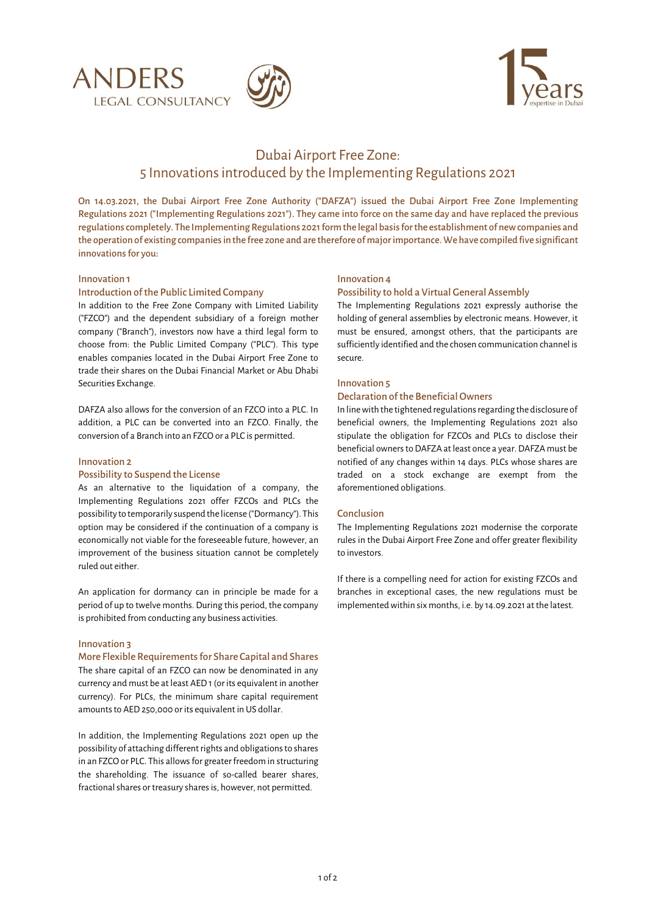# Dubai Airport Free Zone: 5 Innovations introduced by the Implementing Regulations 2021

On 14.03.2021, the Dubai Airport Free Zone Authority ("DAFZA") issued the Dubai Airport Free Zone Implementing Regulations 2021 ("Implementing Regulations 2021"). They came into force on the same day and have replaced the previous regulations completely. The Implementing Regulations 2021 form the legal basis for the establishment of new companies and the operation of existing companies in the free zone and are therefore of major importance. We have compiled five significant innovations for you:

## Innovation 1

### Introduction of the Public Limited Company

In addition to the Free Zone Company with Limited Liability ("FZCO") and the dependent subsidiary of a foreign mother company ("Branch"), investors now have a third legal form to choose from: the Public Limited Company ("PLC"). This type enables companies located in the Dubai Airport Free Zone to trade their shares on the Dubai Financial Market or Abu Dhabi Securities Exchange.

DAFZA also allows for the conversion of an FZCO into a PLC. In addition, a PLC can be converted into an FZCO. Finally, the conversion of a Branch into an FZCO or a PLC is permitted.

## Innovation 2

### Possibility to Suspend the License

As an alternative to the liquidation of a company, the Implementing Regulations 2021 offer FZCOs and PLCs the possibility to temporarily suspend the license ("Dormancy"). This option may be considered if the continuation of a company is economically not viable for the foreseeable future, however, an improvement of the business situation cannot be completely ruled out either.

An application for dormancy can in principle be made for a period of up to twelve months. During this period, the company is prohibited from conducting any business activities.

## Innovation 3

### More Flexible Requirements for Share Capital and Shares

The share capital of an FZCO can now be denominated in any currency and must be at least AED 1 (or its equivalent in another currency). For PLCs, the minimum share capital requirement amounts to AED 250,000 or its equivalent in US dollar.

In addition, the Implementing Regulations 2021 open up the possibility of attaching different rights and obligations to shares in an FZCO or PLC. This allows for greater freedom in structuring the shareholding. The issuance of so-called bearer shares, fractional shares or treasury shares is, however, not permitted.

## Innovation 4

### Possibility to hold a Virtual General Assembly

The Implementing Regulations 2021 expressly authorise the holding of general assemblies by electronic means. However, it must be ensured, amongst others, that the participants are sufficiently identified and the chosen communication channel is secure.

## Innovation 5

### Declaration of the Beneficial Owners

In line with the tightened regulations regarding the disclosure of beneficial owners, the Implementing Regulations 2021 also stipulate the obligation for FZCOs and PLCs to disclose their beneficial owners to DAFZA at least once a year. DAFZA must be notified of any changes within 14 days. PLCs whose shares are traded on a stock exchange are exempt from the aforementioned obligations.

## Conclusion

The Implementing Regulations 2021 modernise the corporate rules in the Dubai Airport Free Zone and offer greater flexibility to investors.

If there is a compelling need for action for existing FZCOs and branches in exceptional cases, the new regulations must be implemented within six months, i.e. by 14.09.2021 at the latest.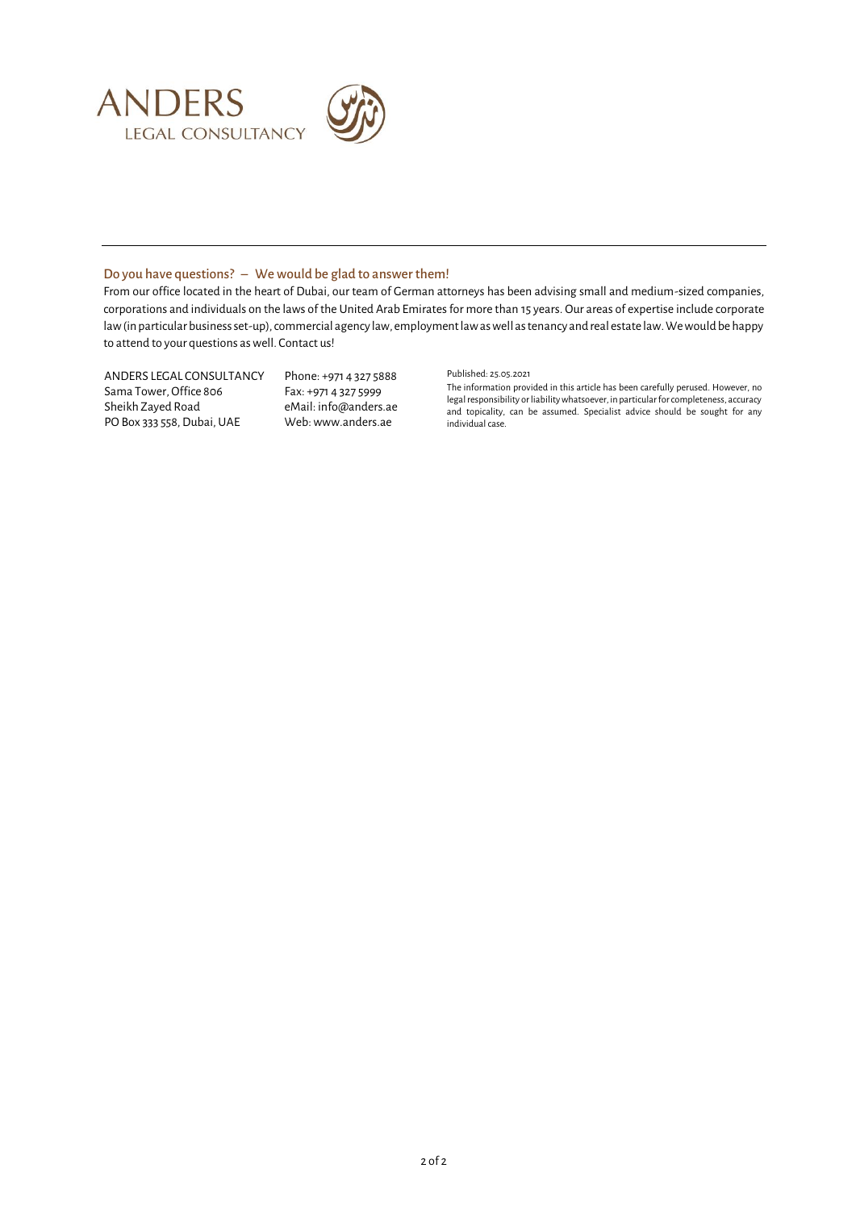ANDERS
LEGAL CONSULTANCY

## Do you have questions? – We would be glad to answer them!

From our office located in the heart of Dubai, our team of German attorneys has been advising small and medium-sized companies, corporations and individuals on the laws of the United Arab Emirates for more than 15 years. Our areas of expertise include corporate law (in particular business set-up), commercial agency law, employment law as well as tenancy and real estate law. We would be happy to attend to your questions as well. Contact us!

ANDERS LEGAL CONSULTANCY
Sama Tower, Office 806
Sheikh Zayed Road
PO Box 333 558, Dubai, UAE

Phone: +971 4 327 5888
Fax: +971 4 327 5999
eMail: info@anders.ae
Web: www.anders.ae

Published: 25.05.2021

The information provided in this article has been carefully perused. However, no legal responsibility or liability whatsoever, in particular for completeness, accuracy and topicality, can be assumed. Specialist advice should be sought for any individual case.